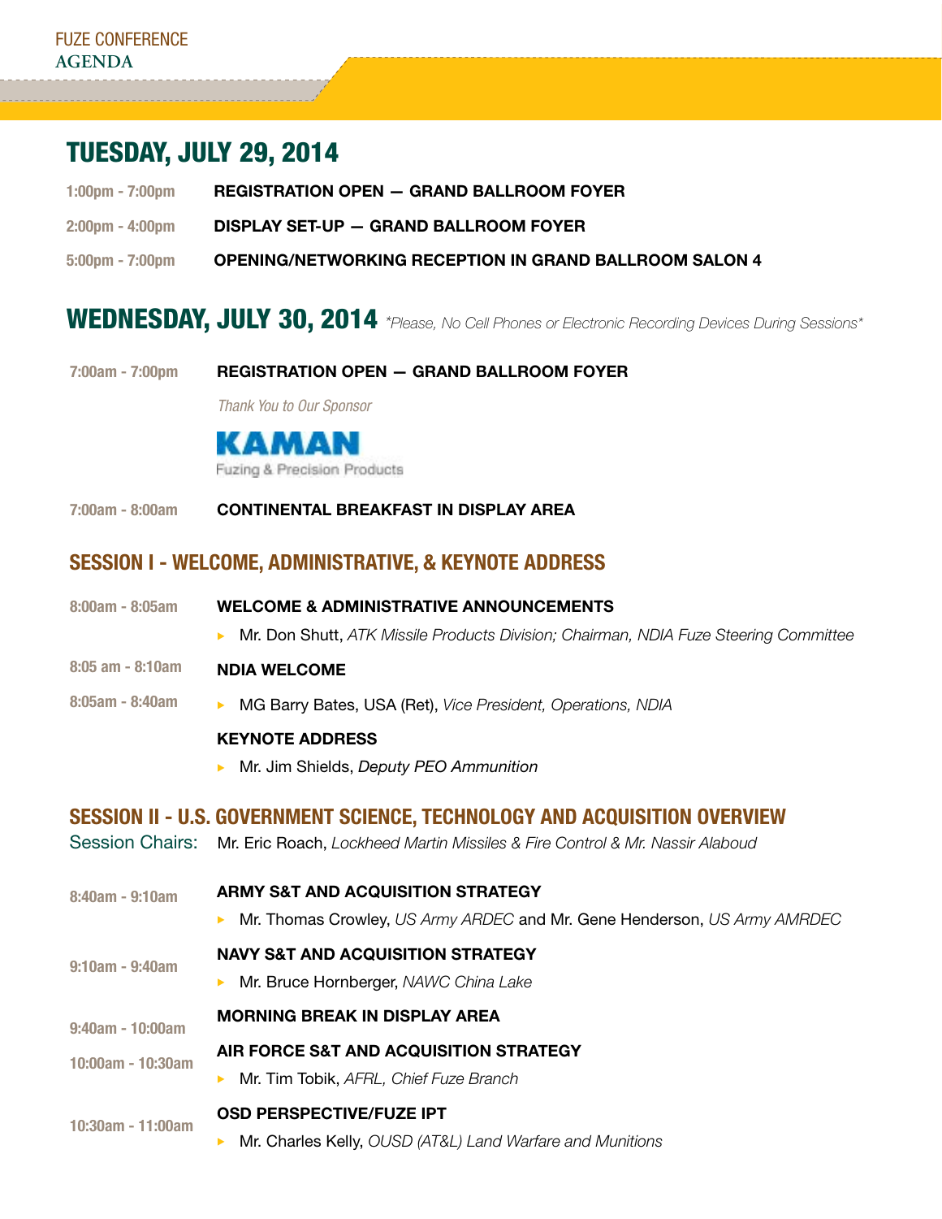FUZE CONFERENCE
AGENDA

# TUESDAY, JULY 29, 2014

**1:00pm - 7:00pm** **REGISTRATION OPEN — GRAND BALLROOM FOYER**

**2:00pm - 4:00pm** **DISPLAY SET-UP — GRAND BALLROOM FOYER**

**5:00pm - 7:00pm** **OPENING/NETWORKING RECEPTION IN GRAND BALLROOM SALON 4**

# WEDNESDAY, JULY 30, 2014 *\*Please, No Cell Phones or Electronic Recording Devices During Sessions\**

**7:00am - 7:00pm** **REGISTRATION OPEN — GRAND BALLROOM FOYER**

*Thank You to Our Sponsor*

KAMAN
Fuzing & Precision Products

**7:00am - 8:00am** **CONTINENTAL BREAKFAST IN DISPLAY AREA**

## SESSION I - WELCOME, ADMINISTRATIVE, & KEYNOTE ADDRESS

**8:00am - 8:05am** **WELCOME & ADMINISTRATIVE ANNOUNCEMENTS**
- Mr. Don Shutt, *ATK Missile Products Division; Chairman, NDIA Fuze Steering Committee*

**8:05 am - 8:10am** **NDIA WELCOME**

**8:05am - 8:40am**
- MG Barry Bates, USA (Ret), *Vice President, Operations, NDIA*

**KEYNOTE ADDRESS**
- Mr. Jim Shields, *Deputy PEO Ammunition*

## SESSION II - U.S. GOVERNMENT SCIENCE, TECHNOLOGY AND ACQUISITION OVERVIEW

Session Chairs: Mr. Eric Roach, *Lockheed Martin Missiles & Fire Control* & Mr. Nassir Alaboud

**8:40am - 9:10am** **ARMY S&T AND ACQUISITION STRATEGY**
- Mr. Thomas Crowley, *US Army ARDEC* and Mr. Gene Henderson, *US Army AMRDEC*

**9:10am - 9:40am** **NAVY S&T AND ACQUISITION STRATEGY**
- Mr. Bruce Hornberger, *NAWC China Lake*

**9:40am - 10:00am** **MORNING BREAK IN DISPLAY AREA**

**10:00am - 10:30am** **AIR FORCE S&T AND ACQUISITION STRATEGY**
- Mr. Tim Tobik, *AFRL, Chief Fuze Branch*

**10:30am - 11:00am** **OSD PERSPECTIVE/FUZE IPT**
- Mr. Charles Kelly, *OUSD (AT&L) Land Warfare and Munitions*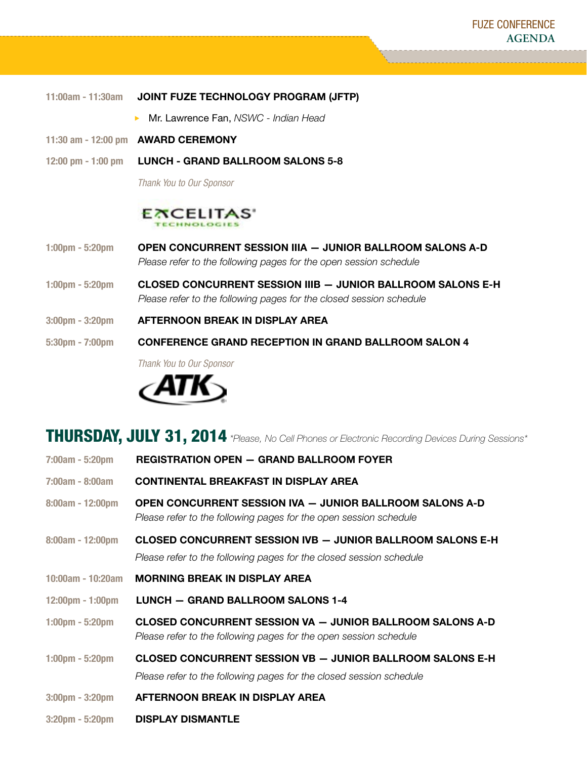11:00am - 11:30am **JOINT FUZE TECHNOLOGY PROGRAM (JFTP)**

- Mr. Lawrence Fan, *NSWC - Indian Head*

11:30 am - 12:00 pm **AWARD CEREMONY**

12:00 pm - 1:00 pm **LUNCH - GRAND BALLROOM SALONS 5-8**

*Thank You to Our Sponsor*

EXCELITAS TECHNOLOGIES

1:00pm - 5:20pm **OPEN CONCURRENT SESSION IIIA — JUNIOR BALLROOM SALONS A-D**
*Please refer to the following pages for the open session schedule*

1:00pm - 5:20pm **CLOSED CONCURRENT SESSION IIIB — JUNIOR BALLROOM SALONS E-H**
*Please refer to the following pages for the closed session schedule*

3:00pm - 3:20pm **AFTERNOON BREAK IN DISPLAY AREA**

5:30pm - 7:00pm **CONFERENCE GRAND RECEPTION IN GRAND BALLROOM SALON 4**

*Thank You to Our Sponsor*

ATK

## THURSDAY, JULY 31, 2014 *\*Please, No Cell Phones or Electronic Recording Devices During Sessions\**

7:00am - 5:20pm **REGISTRATION OPEN — GRAND BALLROOM FOYER**

7:00am - 8:00am **CONTINENTAL BREAKFAST IN DISPLAY AREA**

8:00am - 12:00pm **OPEN CONCURRENT SESSION IVA — JUNIOR BALLROOM SALONS A-D**
*Please refer to the following pages for the open session schedule*

8:00am - 12:00pm **CLOSED CONCURRENT SESSION IVB — JUNIOR BALLROOM SALONS E-H**
*Please refer to the following pages for the closed session schedule*

10:00am - 10:20am **MORNING BREAK IN DISPLAY AREA**

12:00pm - 1:00pm **LUNCH — GRAND BALLROOM SALONS 1-4**

1:00pm - 5:20pm **CLOSED CONCURRENT SESSION VA — JUNIOR BALLROOM SALONS A-D**
*Please refer to the following pages for the open session schedule*

1:00pm - 5:20pm **CLOSED CONCURRENT SESSION VB — JUNIOR BALLROOM SALONS E-H**
*Please refer to the following pages for the closed session schedule*

3:00pm - 3:20pm **AFTERNOON BREAK IN DISPLAY AREA**

3:20pm - 5:20pm **DISPLAY DISMANTLE**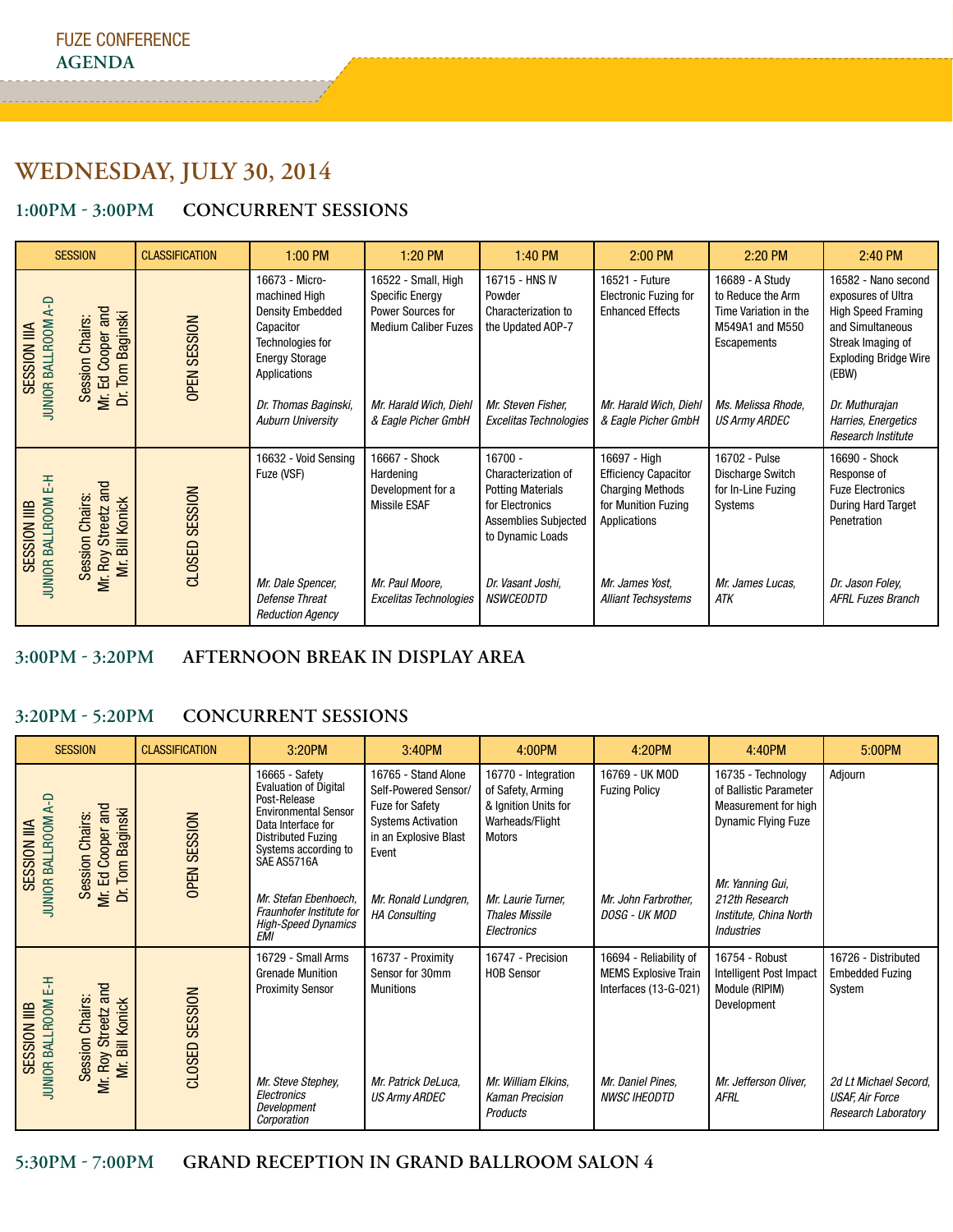FUZE CONFERENCE
AGENDA

# WEDNESDAY, JULY 30, 2014

## 1:00PM - 3:00PM CONCURRENT SESSIONS

| SESSION | CLASSIFICATION | 1:00 PM | 1:20 PM | 1:40 PM | 2:00 PM | 2:20 PM | 2:40 PM |
|---|---|---|---|---|---|---|---|
| SESSION IIIA JUNIOR BALLROOM A-D Session Chairs: Mr. Ed Cooper and Dr. Tom Baginski | OPEN SESSION | 16673 - Micro-machined High Density Embedded Capacitor Technologies for Energy Storage Applications *Dr. Thomas Baginski, Auburn University* | 16522 - Small, High Specific Energy Power Sources for Medium Caliber Fuzes *Mr. Harald Wich, Diehl & Eagle Picher GmbH* | 16715 - HNS IV Powder Characterization to the Updated AOP-7 *Mr. Steven Fisher, Excelitas Technologies* | 16521 - Future Electronic Fuzing for Enhanced Effects *Mr. Harald Wich, Diehl & Eagle Picher GmbH* | 16689 - A Study to Reduce the Arm Time Variation in the M549A1 and M550 Escapements *Ms. Melissa Rhode, US Army ARDEC* | 16582 - Nano second exposures of Ultra High Speed Framing and Simultaneous Streak Imaging of Exploding Bridge Wire (EBW) *Dr. Muthurajan Harries, Energetics Research Institute* |
| SESSION IIIB JUNIOR BALLROOM E-H Session Chairs: Mr. Roy Streetz and Mr. Bill Konick | CLOSED SESSION | 16632 - Void Sensing Fuze (VSF) *Mr. Dale Spencer, Defense Threat Reduction Agency* | 16667 - Shock Hardening Development for a Missile ESAF *Mr. Paul Moore, Excelitas Technologies* | 16700 - Characterization of Potting Materials for Electronics Assemblies Subjected to Dynamic Loads *Dr. Vasant Joshi, NSWCEODTD* | 16697 - High Efficiency Capacitor Charging Methods for Munition Fuzing Applications *Mr. James Yost, Alliant Techsystems* | 16702 - Pulse Discharge Switch for In-Line Fuzing Systems *Mr. James Lucas, ATK* | 16690 - Shock Response of Fuze Electronics During Hard Target Penetration *Dr. Jason Foley, AFRL Fuzes Branch* |

## 3:00PM - 3:20PM AFTERNOON BREAK IN DISPLAY AREA

## 3:20PM - 5:20PM CONCURRENT SESSIONS

| SESSION | CLASSIFICATION | 3:20PM | 3:40PM | 4:00PM | 4:20PM | 4:40PM | 5:00PM |
|---|---|---|---|---|---|---|---|
| SESSION IIIA JUNIOR BALLROOM A-D Session Chairs: Mr. Ed Cooper and Dr. Tom Baginski | OPEN SESSION | 16665 - Safety Evaluation of Digital Post-Release Environmental Sensor Data Interface for Distributed Fuzing Systems according to SAE AS5716A *Mr. Stefan Ebenhoech, Fraunhofer Institute for High-Speed Dynamics EMI* | 16765 - Stand Alone Self-Powered Sensor/Fuze for Safety Systems Activation in an Explosive Blast Event *Mr. Ronald Lundgren, HA Consulting* | 16770 - Integration of Safety, Arming & Ignition Units for Warheads/Flight Motors *Mr. Laurie Turner, Thales Missile Electronics* | 16769 - UK MOD Fuzing Policy *Mr. John Farbrother, DOSG - UK MOD* | 16735 - Technology of Ballistic Parameter Measurement for high Dynamic Flying Fuze *Mr. Yanning Gui, 212th Research Institute, China North Industries* | Adjourn |
| SESSION IIIB JUNIOR BALLROOM E-H Session Chairs: Mr. Roy Streetz and Mr. Bill Konick | CLOSED SESSION | 16729 - Small Arms Grenade Munition Proximity Sensor *Mr. Steve Stephey, Electronics Development Corporation* | 16737 - Proximity Sensor for 30mm Munitions *Mr. Patrick DeLuca, US Army ARDEC* | 16747 - Precision HOB Sensor *Mr. William Elkins, Kaman Precision Products* | 16694 - Reliability of MEMS Explosive Train Interfaces (13-G-021) *Mr. Daniel Pines, NWSC IHEODTD* | 16754 - Robust Intelligent Post Impact Module (RIPIM) Development *Mr. Jefferson Oliver, AFRL* | 16726 - Distributed Embedded Fuzing System *2d Lt Michael Secord, USAF, Air Force Research Laboratory* |

## 5:30PM - 7:00PM GRAND RECEPTION IN GRAND BALLROOM SALON 4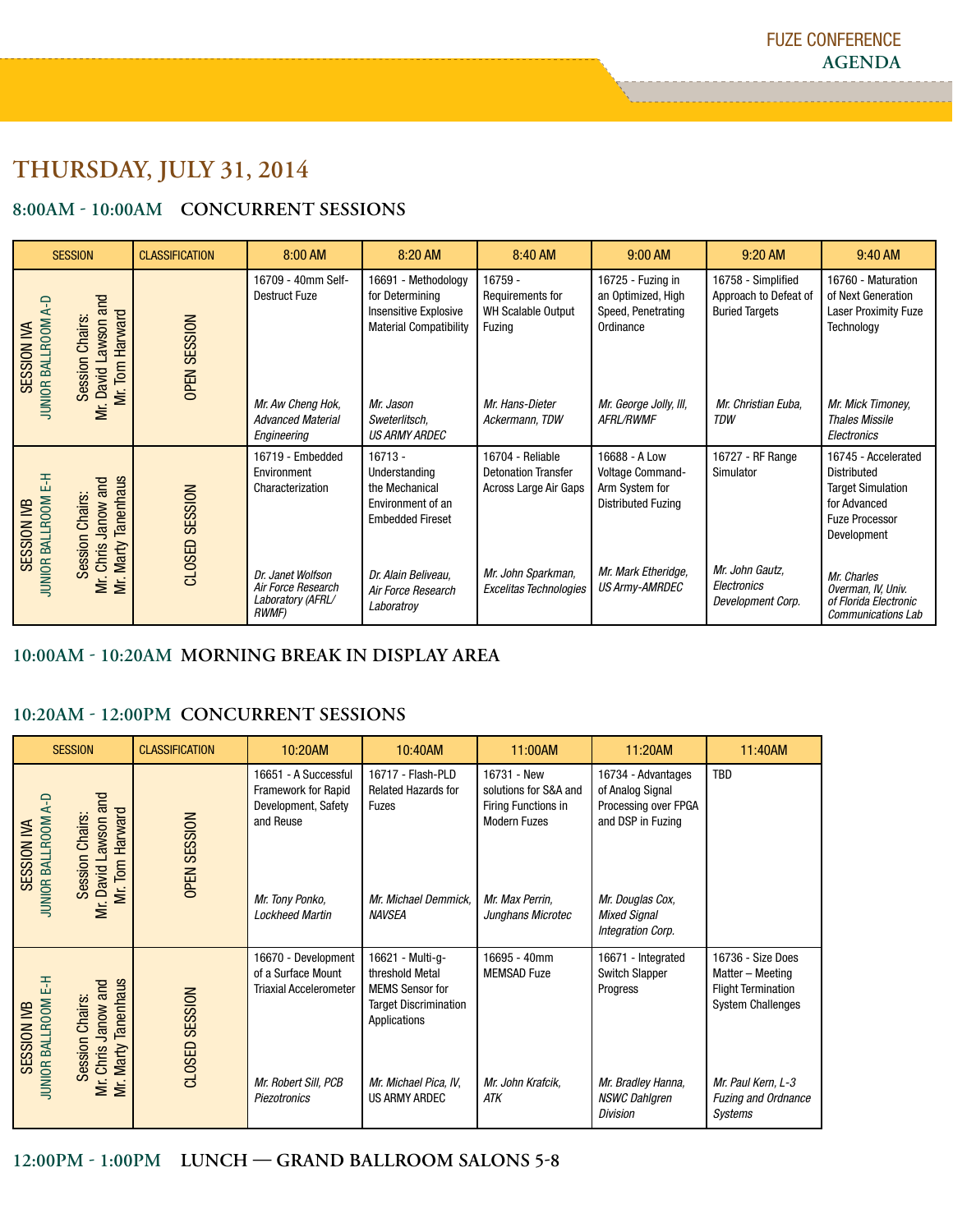# THURSDAY, JULY 31, 2014

## 8:00AM - 10:00AM CONCURRENT SESSIONS

| SESSION | CLASSIFICATION | 8:00 AM | 8:20 AM | 8:40 AM | 9:00 AM | 9:20 AM | 9:40 AM |
|---|---|---|---|---|---|---|---|
| SESSION IVA JUNIOR BALLROOM A-D Session Chairs: Mr. David Lawson and Mr. Tom Harward | OPEN SESSION | 16709 - 40mm Self-Destruct Fuze *Mr. Aw Cheng Hok, Advanced Material Engineering* | 16691 - Methodology for Determining Insensitive Explosive Material Compatibility *Mr. Jason Sweterlitsch, US ARMY ARDEC* | 16759 - Requirements for WH Scalable Output Fuzing *Mr. Hans-Dieter Ackermann, TDW* | 16725 - Fuzing in an Optimized, High Speed, Penetrating Ordinance *Mr. George Jolly, III, AFRL/RWMF* | 16758 - Simplified Approach to Defeat of Buried Targets *Mr. Christian Euba, TDW* | 16760 - Maturation of Next Generation Laser Proximity Fuze Technology *Mr. Mick Timoney, Thales Missile Electronics* |
| SESSION IVB JUNIOR BALLROOM E-H Session Chairs: Mr. Chris Janow and Mr. Marty Tanenhaus | CLOSED SESSION | 16719 - Embedded Environment Characterization *Dr. Janet Wolfson Air Force Research Laboratory (AFRL/RWMF)* | 16713 - Understanding the Mechanical Environment of an Embedded Fireset *Dr. Alain Beliveau, Air Force Research Laboratry* | 16704 - Reliable Detonation Transfer Across Large Air Gaps *Mr. John Sparkman, Excelitas Technologies* | 16688 - A Low Voltage Command-Arm System for Distributed Fuzing *Mr. Mark Etheridge, US Army-AMRDEC* | 16727 - RF Range Simulator *Mr. John Gautz, Electronics Development Corp.* | 16745 - Accelerated Distributed Target Simulation for Advanced Fuze Processor Development *Mr. Charles Overman, IV, Univ. of Florida Electronic Communications Lab* |

## 10:00AM - 10:20AM MORNING BREAK IN DISPLAY AREA

## 10:20AM - 12:00PM CONCURRENT SESSIONS

| SESSION | CLASSIFICATION | 10:20AM | 10:40AM | 11:00AM | 11:20AM | 11:40AM |
|---|---|---|---|---|---|---|
| SESSION IVA JUNIOR BALLROOM A-D Session Chairs: Mr. David Lawson and Mr. Tom Harward | OPEN SESSION | 16651 - A Successful Framework for Rapid Development, Safety and Reuse *Mr. Tony Ponko, Lockheed Martin* | 16717 - Flash-PLD Related Hazards for Fuzes *Mr. Michael Demmick, NAVSEA* | 16731 - New solutions for S&A and Firing Functions in Modern Fuzes *Mr. Max Perrin, Junghans Microtec* | 16734 - Advantages of Analog Signal Processing over FPGA and DSP in Fuzing *Mr. Douglas Cox, Mixed Signal Integration Corp.* | TBD |
| SESSION IVB JUNIOR BALLROOM E-H Session Chairs: Mr. Chris Janow and Mr. Marty Tanenhaus | CLOSED SESSION | 16670 - Development of a Surface Mount Triaxial Accelerometer *Mr. Robert Sill, PCB Piezotronics* | 16621 - Multi-g-threshold Metal MEMS Sensor for Target Discrimination Applications *Mr. Michael Pica, IV, US ARMY ARDEC* | 16695 - 40mm MEMSAD Fuze *Mr. John Krafcik, ATK* | 16671 - Integrated Switch Slapper Progress *Mr. Bradley Hanna, NSWC Dahlgren Division* | 16736 - Size Does Matter – Meeting Flight Termination System Challenges *Mr. Paul Kern, L-3 Fuzing and Ordnance Systems* |

## 12:00PM - 1:00PM LUNCH — GRAND BALLROOM SALONS 5-8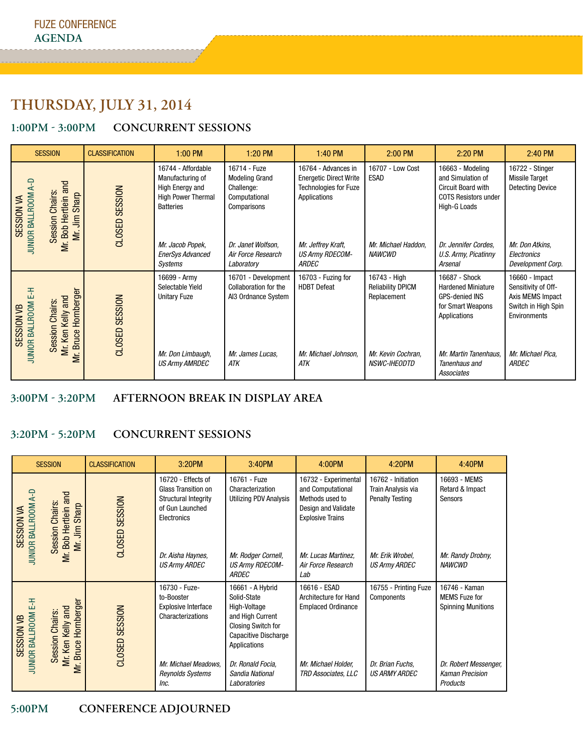FUZE CONFERENCE
AGENDA

# THURSDAY, JULY 31, 2014

## 1:00PM - 3:00PM CONCURRENT SESSIONS

| SESSION | CLASSIFICATION | 1:00 PM | 1:20 PM | 1:40 PM | 2:00 PM | 2:20 PM | 2:40 PM |
|---|---|---|---|---|---|---|---|
| SESSION VA JUNIOR BALLROOM A-D Session Chairs: Mr. Bob Hertlein and Mr. Jim Sharp | CLOSED SESSION | 16744 - Affordable Manufacturing of High Energy and High Power Thermal Batteries *Mr. Jacob Popek, EnerSys Advanced Systems* | 16714 - Fuze Modeling Grand Challenge: Computational Comparisons *Dr. Janet Wolfson, Air Force Research Laboratory* | 16764 - Advances in Energetic Direct Write Technologies for Fuze Applications *Mr. Jeffrey Kraft, US Army RDECOM-ARDEC* | 16707 - Low Cost ESAD *Mr. Michael Haddon, NAWCWD* | 16663 - Modeling and Simulation of Circuit Board with COTS Resistors under High-G Loads *Dr. Jennifer Cordes, U.S. Army, Picatinny Arsenal* | 16722 - Stinger Missile Target Detecting Device *Mr. Don Atkins, Electronics Development Corp.* |
| SESSION VB JUNIOR BALLROOM E-H Session Chairs: Mr. Ken Kelly and Mr. Bruce Homberger | CLOSED SESSION | 16699 - Army Selectable Yield Unitary Fuze *Mr. Don Limbaugh, US Army AMRDEC* | 16701 - Development Collaboration for the AI3 Ordnance System *Mr. James Lucas, ATK* | 16703 - Fuzing for HDBT Defeat *Mr. Michael Johnson, ATK* | 16743 - High Reliability DPICM Replacement *Mr. Kevin Cochran, NSWC-IHEODTD* | 16687 - Shock Hardened Miniature GPS-denied INS for Smart Weapons Applications *Mr. Martin Tanenhaus, Tanenhaus and Associates* | 16660 - Impact Sensitivity of Off-Axis MEMS Impact Switch in High Spin Environments *Mr. Michael Pica, ARDEC* |

## 3:00PM - 3:20PM AFTERNOON BREAK IN DISPLAY AREA

## 3:20PM - 5:20PM CONCURRENT SESSIONS

| SESSION | CLASSIFICATION | 3:20PM | 3:40PM | 4:00PM | 4:20PM | 4:40PM |
|---|---|---|---|---|---|---|
| SESSION VA JUNIOR BALLROOM A-D Session Chairs: Mr. Bob Hertlein and Mr. Jim Sharp | CLOSED SESSION | 16720 - Effects of Glass Transition on Structural Integrity of Gun Launched Electronics *Dr. Aisha Haynes, US Army ARDEC* | 16761 - Fuze Characterization Utilizing PDV Analysis *Mr. Rodger Cornell, US Army RDECOM-ARDEC* | 16732 - Experimental and Computational Methods used to Design and Validate Explosive Trains *Mr. Lucas Martinez, Air Force Research Lab* | 16762 - Initiation Train Analysis via Penalty Testing *Mr. Erik Wrobel, US Army ARDEC* | 16693 - MEMS Retard & Impact Sensors *Mr. Randy Drobny, NAWCWD* |
| SESSION VB JUNIOR BALLROOM E-H Session Chairs: Mr. Ken Kelly and Mr. Bruce Homberger | CLOSED SESSION | 16730 - Fuze-to-Booster Explosive Interface Characterizations *Mr. Michael Meadows, Reynolds Systems Inc.* | 16661 - A Hybrid Solid-State High-Voltage and High Current Closing Switch for Capacitive Discharge Applications *Dr. Ronald Focia, Sandia National Laboratories* | 16616 - ESAD Architecture for Hand Emplaced Ordinance *Mr. Michael Holder, TRD Associates, LLC* | 16755 - Printing Fuze Components *Dr. Brian Fuchs, US ARMY ARDEC* | 16746 - Kaman MEMS Fuze for Spinning Munitions *Dr. Robert Messenger, Kaman Precision Products* |

## 5:00PM CONFERENCE ADJOURNED